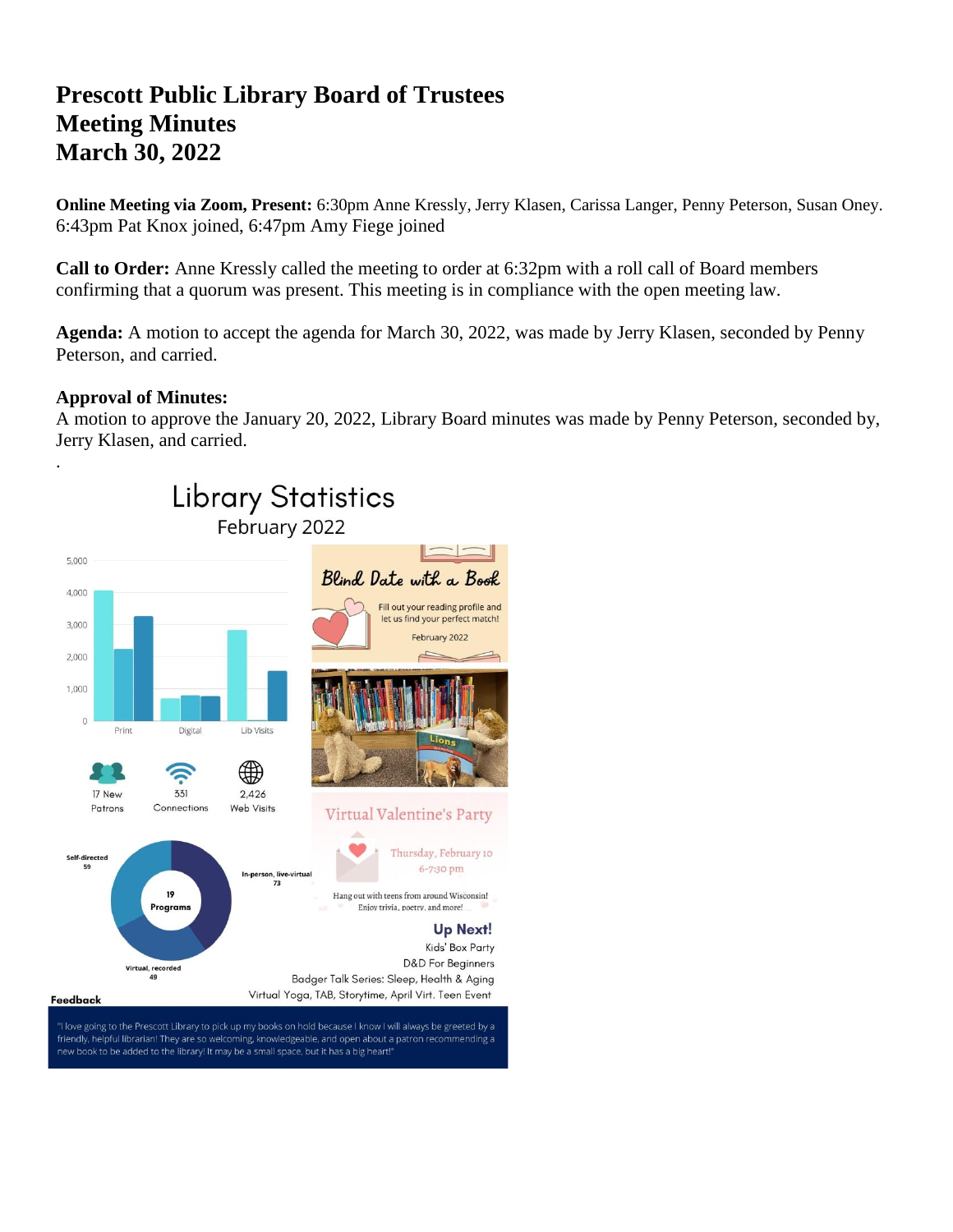# Prescott Public Library Board of Trustees
# Meeting Minutes
# March 30, 2022

**Online Meeting via Zoom, Present:** 6:30pm Anne Kressly, Jerry Klasen, Carissa Langer, Penny Peterson, Susan Oney. 6:43pm Pat Knox joined, 6:47pm Amy Fiege joined

**Call to Order:** Anne Kressly called the meeting to order at 6:32pm with a roll call of Board members confirming that a quorum was present. This meeting is in compliance with the open meeting law.

**Agenda:** A motion to accept the agenda for March 30, 2022, was made by Jerry Klasen, seconded by Penny Peterson, and carried.

**Approval of Minutes:**
A motion to approve the January 20, 2022, Library Board minutes was made by Penny Peterson, seconded by, Jerry Klasen, and carried.

.

## Library Statistics
February 2022

17 New Patrons | 331 Connections | 2,426 Web Visits

19 Programs: Self-directed 59; In-person, live-virtual 73; Virtual, recorded 49

**Blind Date with a Book**
Fill out your reading profile and let us find your perfect match!
February 2022

**Virtual Valentine's Party**
Thursday, February 10
6-7:30 pm
Hang out with teens from around Wisconsin!
Enjoy trivia, poetry, and more!

**Up Next!**
Kids' Box Party
D&D For Beginners
Badger Talk Series: Sleep, Health & Aging
Virtual Yoga, TAB, Storytime, April Virt. Teen Event

**Feedback**

"I love going to the Prescott Library to pick up my books on hold because I know I will always be greeted by a friendly, helpful librarian! They are so welcoming, knowledgeable, and open about a patron recommending a new book to be added to the library! It may be a small space, but it has a big heart!"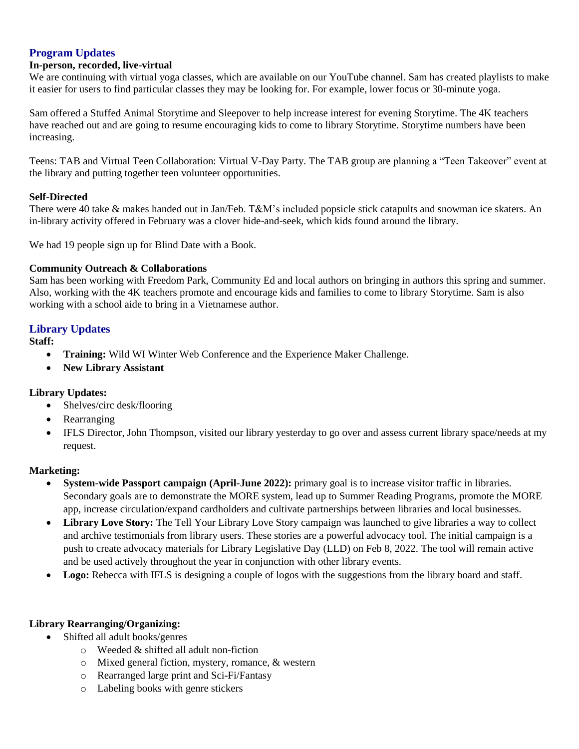## Program Updates

**In-person, recorded, live-virtual**

We are continuing with virtual yoga classes, which are available on our YouTube channel. Sam has created playlists to make it easier for users to find particular classes they may be looking for. For example, lower focus or 30-minute yoga.

Sam offered a Stuffed Animal Storytime and Sleepover to help increase interest for evening Storytime. The 4K teachers have reached out and are going to resume encouraging kids to come to library Storytime. Storytime numbers have been increasing.

Teens: TAB and Virtual Teen Collaboration: Virtual V-Day Party. The TAB group are planning a "Teen Takeover" event at the library and putting together teen volunteer opportunities.

**Self-Directed**

There were 40 take & makes handed out in Jan/Feb. T&M's included popsicle stick catapults and snowman ice skaters. An in-library activity offered in February was a clover hide-and-seek, which kids found around the library.

We had 19 people sign up for Blind Date with a Book.

**Community Outreach & Collaborations**

Sam has been working with Freedom Park, Community Ed and local authors on bringing in authors this spring and summer. Also, working with the 4K teachers promote and encourage kids and families to come to library Storytime. Sam is also working with a school aide to bring in a Vietnamese author.

## Library Updates

**Staff:**

- **Training:** Wild WI Winter Web Conference and the Experience Maker Challenge.
- **New Library Assistant**

**Library Updates:**

- Shelves/circ desk/flooring
- Rearranging
- IFLS Director, John Thompson, visited our library yesterday to go over and assess current library space/needs at my request.

**Marketing:**

- **System-wide Passport campaign (April-June 2022):** primary goal is to increase visitor traffic in libraries. Secondary goals are to demonstrate the MORE system, lead up to Summer Reading Programs, promote the MORE app, increase circulation/expand cardholders and cultivate partnerships between libraries and local businesses.
- **Library Love Story:** The Tell Your Library Love Story campaign was launched to give libraries a way to collect and archive testimonials from library users. These stories are a powerful advocacy tool. The initial campaign is a push to create advocacy materials for Library Legislative Day (LLD) on Feb 8, 2022. The tool will remain active and be used actively throughout the year in conjunction with other library events.
- **Logo:** Rebecca with IFLS is designing a couple of logos with the suggestions from the library board and staff.

**Library Rearranging/Organizing:**

- Shifted all adult books/genres
  - Weeded & shifted all adult non-fiction
  - Mixed general fiction, mystery, romance, & western
  - Rearranged large print and Sci-Fi/Fantasy
  - Labeling books with genre stickers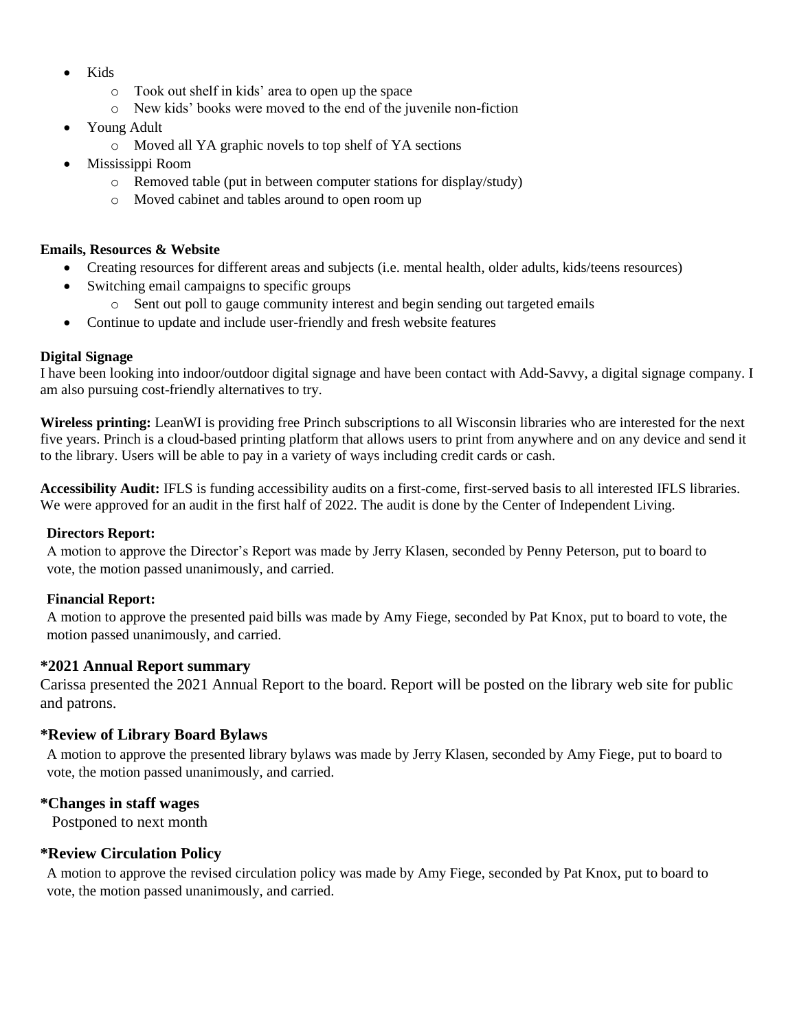- Kids
  - Took out shelf in kids' area to open up the space
  - New kids' books were moved to the end of the juvenile non-fiction
- Young Adult
  - Moved all YA graphic novels to top shelf of YA sections
- Mississippi Room
  - Removed table (put in between computer stations for display/study)
  - Moved cabinet and tables around to open room up

**Emails, Resources & Website**

- Creating resources for different areas and subjects (i.e. mental health, older adults, kids/teens resources)
- Switching email campaigns to specific groups
  - Sent out poll to gauge community interest and begin sending out targeted emails
- Continue to update and include user-friendly and fresh website features

**Digital Signage**

I have been looking into indoor/outdoor digital signage and have been contact with Add-Savvy, a digital signage company. I am also pursuing cost-friendly alternatives to try.

**Wireless printing:** LeanWI is providing free Princh subscriptions to all Wisconsin libraries who are interested for the next five years. Princh is a cloud-based printing platform that allows users to print from anywhere and on any device and send it to the library. Users will be able to pay in a variety of ways including credit cards or cash.

**Accessibility Audit:** IFLS is funding accessibility audits on a first-come, first-served basis to all interested IFLS libraries. We were approved for an audit in the first half of 2022. The audit is done by the Center of Independent Living.

**Directors Report:**

A motion to approve the Director's Report was made by Jerry Klasen, seconded by Penny Peterson, put to board to vote, the motion passed unanimously, and carried.

**Financial Report:**

A motion to approve the presented paid bills was made by Amy Fiege, seconded by Pat Knox, put to board to vote, the motion passed unanimously, and carried.

### *2021 Annual Report summary

Carissa presented the 2021 Annual Report to the board. Report will be posted on the library web site for public and patrons.

### *Review of Library Board Bylaws

A motion to approve the presented library bylaws was made by Jerry Klasen, seconded by Amy Fiege, put to board to vote, the motion passed unanimously, and carried.

### *Changes in staff wages

Postponed to next month

### *Review Circulation Policy

A motion to approve the revised circulation policy was made by Amy Fiege, seconded by Pat Knox, put to board to vote, the motion passed unanimously, and carried.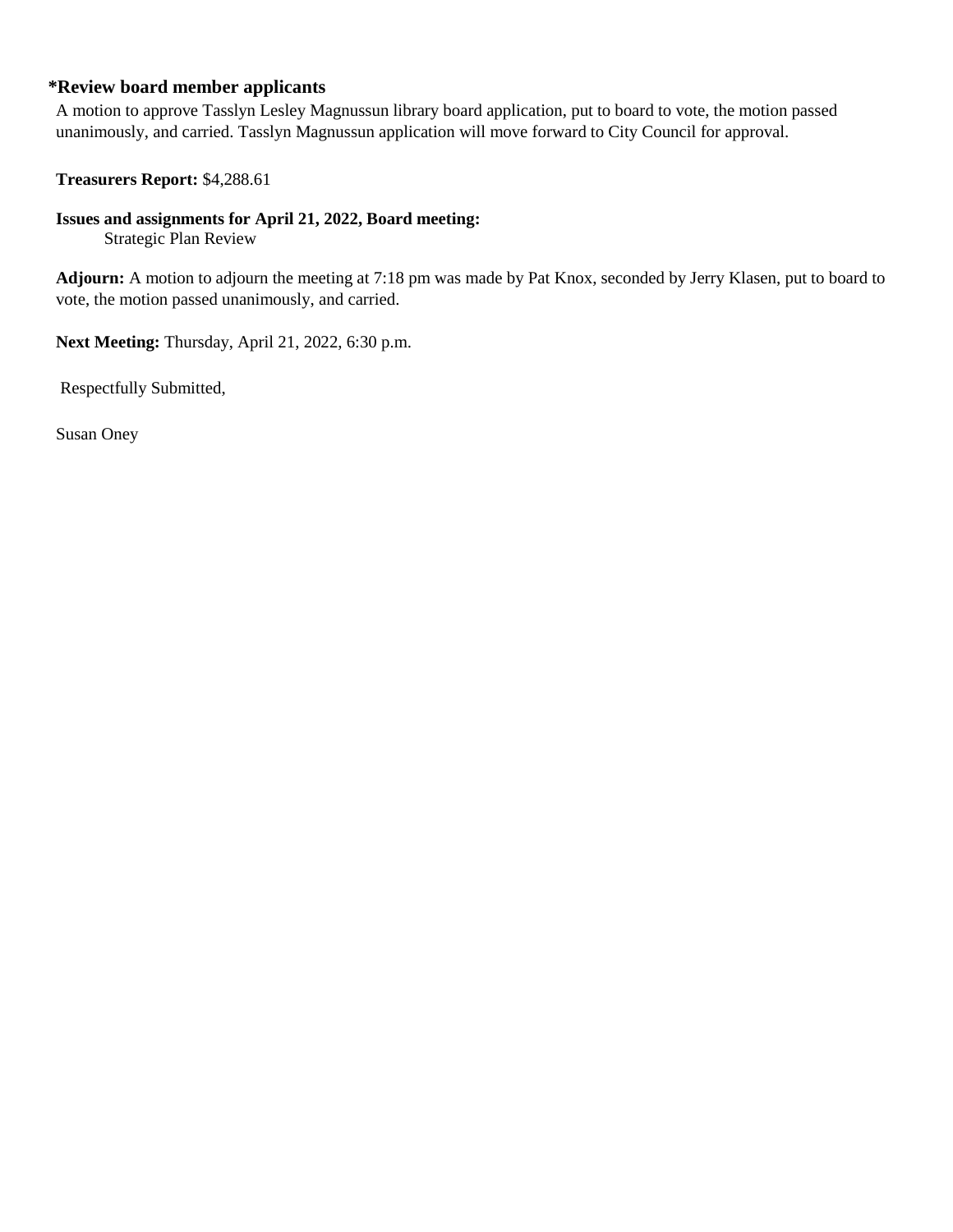**\*Review board member applicants**

A motion to approve Tasslyn Lesley Magnussun library board application, put to board to vote, the motion passed unanimously, and carried. Tasslyn Magnussun application will move forward to City Council for approval.

**Treasurers Report:** $4,288.61

**Issues and assignments for April 21, 2022, Board meeting:**

Strategic Plan Review

**Adjourn:** A motion to adjourn the meeting at 7:18 pm was made by Pat Knox, seconded by Jerry Klasen, put to board to vote, the motion passed unanimously, and carried.

**Next Meeting:** Thursday, April 21, 2022, 6:30 p.m.

Respectfully Submitted,

Susan Oney